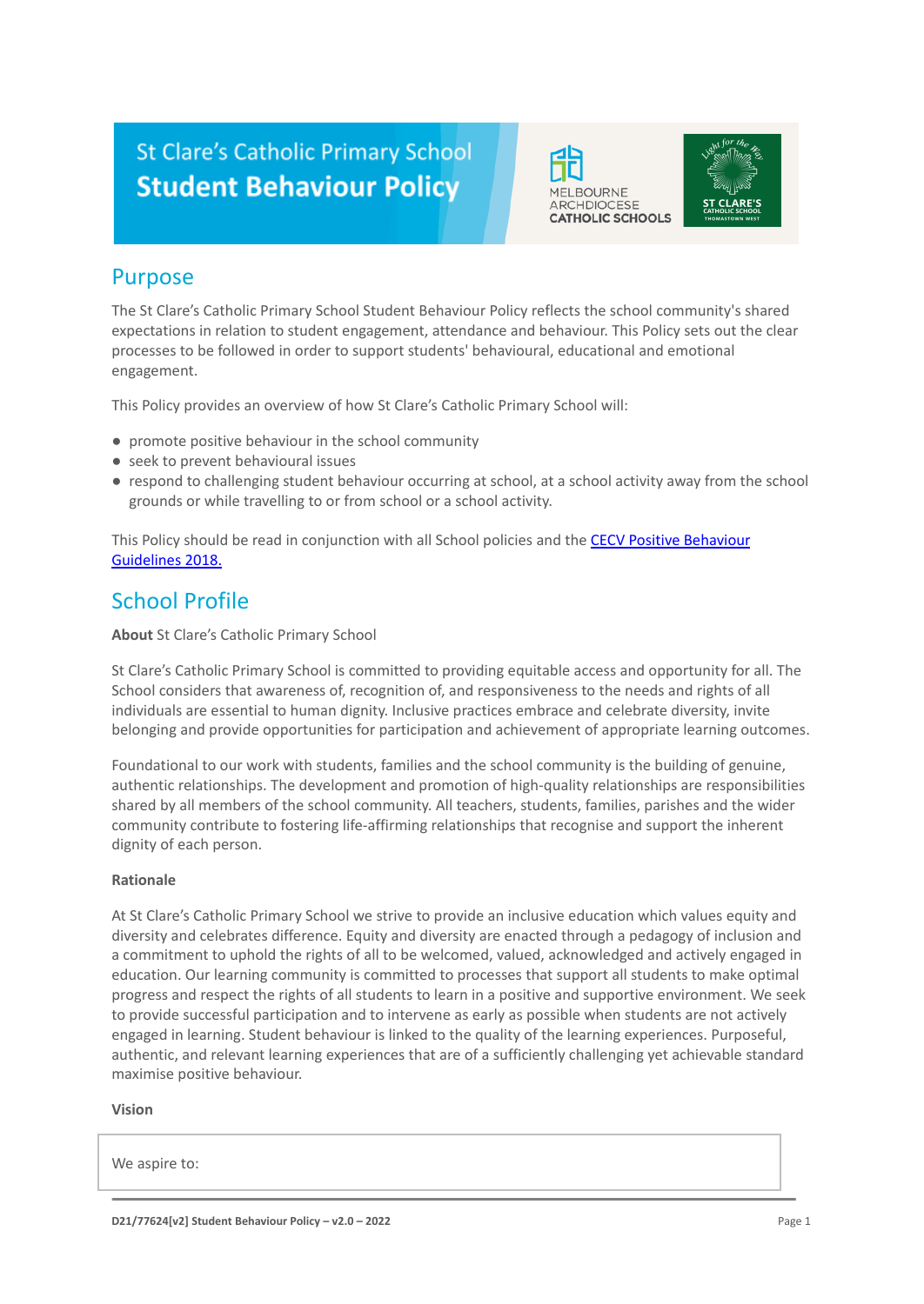# St Clare's Catholic Primary School Student Behaviour Policy

## Purpose

The St Clare's Catholic Primary School Student Behaviour Policy reflects the school community's shared expectations in relation to student engagement, attendance and behaviour. This Policy sets out the clear processes to be followed in order to support students' behavioural, educational and emotional engagement.

This Policy provides an overview of how St Clare's Catholic Primary School will:

- promote positive behaviour in the school community
- seek to prevent behavioural issues
- respond to challenging student behaviour occurring at school, at a school activity away from the school grounds or while travelling to or from school or a school activity.

This Policy should be read in conjunction with all School policies and the [CECV Positive Behaviour Guidelines 2018.](#)

## School Profile

**About** St Clare's Catholic Primary School

St Clare's Catholic Primary School is committed to providing equitable access and opportunity for all. The School considers that awareness of, recognition of, and responsiveness to the needs and rights of all individuals are essential to human dignity. Inclusive practices embrace and celebrate diversity, invite belonging and provide opportunities for participation and achievement of appropriate learning outcomes.

Foundational to our work with students, families and the school community is the building of genuine, authentic relationships. The development and promotion of high-quality relationships are responsibilities shared by all members of the school community. All teachers, students, families, parishes and the wider community contribute to fostering life-affirming relationships that recognise and support the inherent dignity of each person.

**Rationale**

At St Clare's Catholic Primary School we strive to provide an inclusive education which values equity and diversity and celebrates difference. Equity and diversity are enacted through a pedagogy of inclusion and a commitment to uphold the rights of all to be welcomed, valued, acknowledged and actively engaged in education. Our learning community is committed to processes that support all students to make optimal progress and respect the rights of all students to learn in a positive and supportive environment. We seek to provide successful participation and to intervene as early as possible when students are not actively engaged in learning. Student behaviour is linked to the quality of the learning experiences. Purposeful, authentic, and relevant learning experiences that are of a sufficiently challenging yet achievable standard maximise positive behaviour.

**Vision**

We aspire to: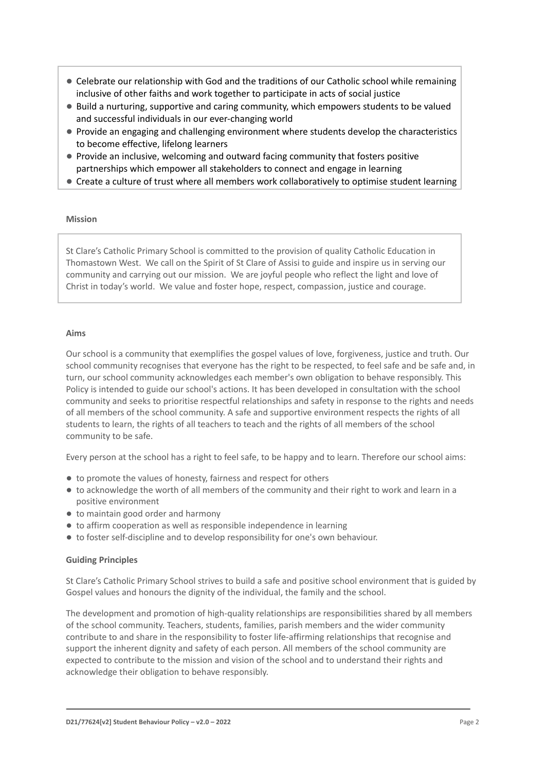- Celebrate our relationship with God and the traditions of our Catholic school while remaining inclusive of other faiths and work together to participate in acts of social justice
- Build a nurturing, supportive and caring community, which empowers students to be valued and successful individuals in our ever-changing world
- Provide an engaging and challenging environment where students develop the characteristics to become effective, lifelong learners
- Provide an inclusive, welcoming and outward facing community that fosters positive partnerships which empower all stakeholders to connect and engage in learning
- Create a culture of trust where all members work collaboratively to optimise student learning

**Mission**

St Clare's Catholic Primary School is committed to the provision of quality Catholic Education in Thomastown West. We call on the Spirit of St Clare of Assisi to guide and inspire us in serving our community and carrying out our mission. We are joyful people who reflect the light and love of Christ in today's world. We value and foster hope, respect, compassion, justice and courage.

**Aims**

Our school is a community that exemplifies the gospel values of love, forgiveness, justice and truth. Our school community recognises that everyone has the right to be respected, to feel safe and be safe and, in turn, our school community acknowledges each member's own obligation to behave responsibly. This Policy is intended to guide our school's actions. It has been developed in consultation with the school community and seeks to prioritise respectful relationships and safety in response to the rights and needs of all members of the school community. A safe and supportive environment respects the rights of all students to learn, the rights of all teachers to teach and the rights of all members of the school community to be safe.

Every person at the school has a right to feel safe, to be happy and to learn. Therefore our school aims:

- to promote the values of honesty, fairness and respect for others
- to acknowledge the worth of all members of the community and their right to work and learn in a positive environment
- to maintain good order and harmony
- to affirm cooperation as well as responsible independence in learning
- to foster self-discipline and to develop responsibility for one's own behaviour.

**Guiding Principles**

St Clare's Catholic Primary School strives to build a safe and positive school environment that is guided by Gospel values and honours the dignity of the individual, the family and the school.

The development and promotion of high-quality relationships are responsibilities shared by all members of the school community. Teachers, students, families, parish members and the wider community contribute to and share in the responsibility to foster life-affirming relationships that recognise and support the inherent dignity and safety of each person. All members of the school community are expected to contribute to the mission and vision of the school and to understand their rights and acknowledge their obligation to behave responsibly.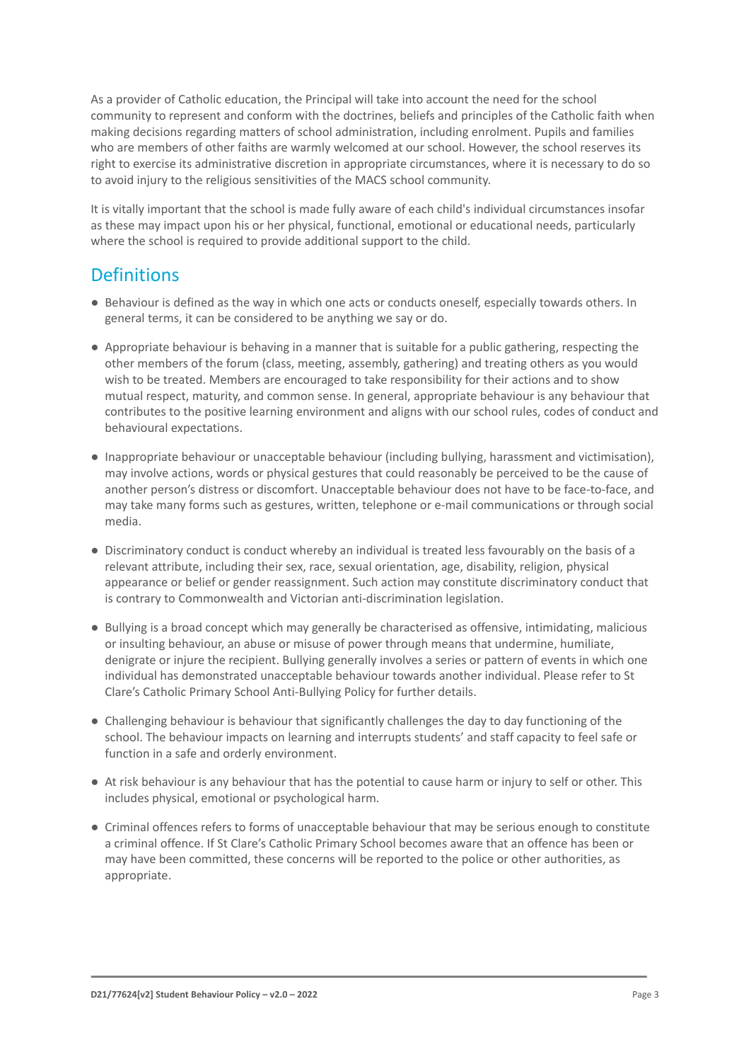As a provider of Catholic education, the Principal will take into account the need for the school community to represent and conform with the doctrines, beliefs and principles of the Catholic faith when making decisions regarding matters of school administration, including enrolment. Pupils and families who are members of other faiths are warmly welcomed at our school. However, the school reserves its right to exercise its administrative discretion in appropriate circumstances, where it is necessary to do so to avoid injury to the religious sensitivities of the MACS school community.

It is vitally important that the school is made fully aware of each child's individual circumstances insofar as these may impact upon his or her physical, functional, emotional or educational needs, particularly where the school is required to provide additional support to the child.

## Definitions

- Behaviour is defined as the way in which one acts or conducts oneself, especially towards others. In general terms, it can be considered to be anything we say or do.
- Appropriate behaviour is behaving in a manner that is suitable for a public gathering, respecting the other members of the forum (class, meeting, assembly, gathering) and treating others as you would wish to be treated. Members are encouraged to take responsibility for their actions and to show mutual respect, maturity, and common sense. In general, appropriate behaviour is any behaviour that contributes to the positive learning environment and aligns with our school rules, codes of conduct and behavioural expectations.
- Inappropriate behaviour or unacceptable behaviour (including bullying, harassment and victimisation), may involve actions, words or physical gestures that could reasonably be perceived to be the cause of another person's distress or discomfort. Unacceptable behaviour does not have to be face-to-face, and may take many forms such as gestures, written, telephone or e-mail communications or through social media.
- Discriminatory conduct is conduct whereby an individual is treated less favourably on the basis of a relevant attribute, including their sex, race, sexual orientation, age, disability, religion, physical appearance or belief or gender reassignment. Such action may constitute discriminatory conduct that is contrary to Commonwealth and Victorian anti-discrimination legislation.
- Bullying is a broad concept which may generally be characterised as offensive, intimidating, malicious or insulting behaviour, an abuse or misuse of power through means that undermine, humiliate, denigrate or injure the recipient. Bullying generally involves a series or pattern of events in which one individual has demonstrated unacceptable behaviour towards another individual. Please refer to St Clare's Catholic Primary School Anti-Bullying Policy for further details.
- Challenging behaviour is behaviour that significantly challenges the day to day functioning of the school. The behaviour impacts on learning and interrupts students' and staff capacity to feel safe or function in a safe and orderly environment.
- At risk behaviour is any behaviour that has the potential to cause harm or injury to self or other. This includes physical, emotional or psychological harm.
- Criminal offences refers to forms of unacceptable behaviour that may be serious enough to constitute a criminal offence. If St Clare's Catholic Primary School becomes aware that an offence has been or may have been committed, these concerns will be reported to the police or other authorities, as appropriate.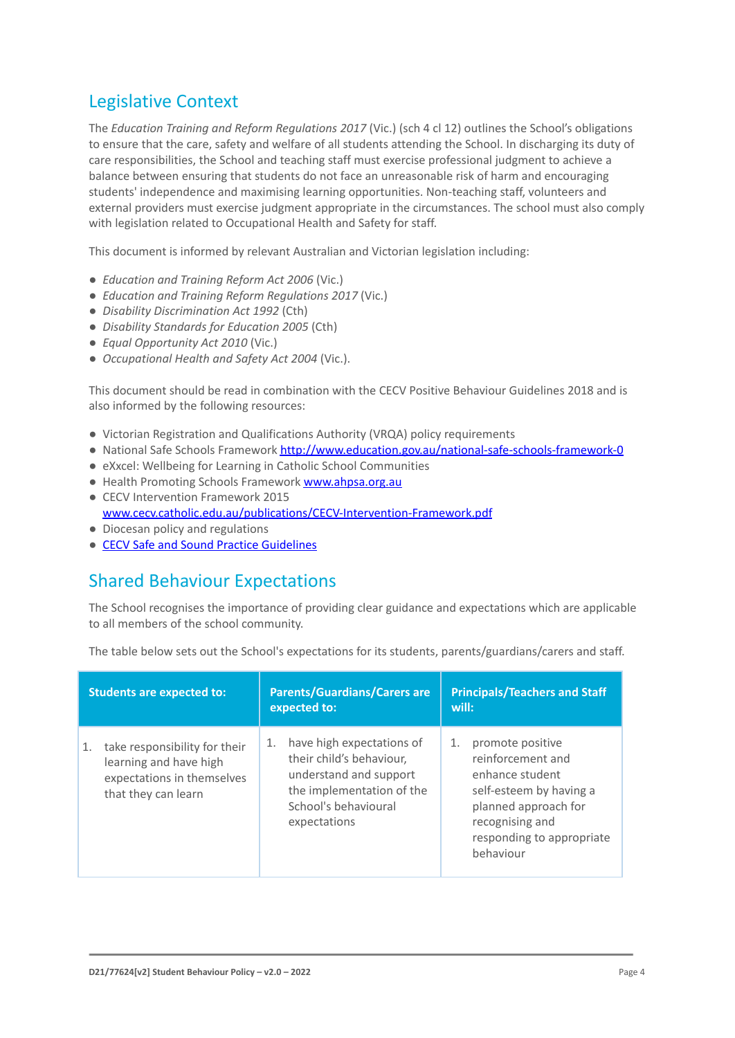## Legislative Context

The *Education Training and Reform Regulations 2017* (Vic.) (sch 4 cl 12) outlines the School's obligations to ensure that the care, safety and welfare of all students attending the School. In discharging its duty of care responsibilities, the School and teaching staff must exercise professional judgment to achieve a balance between ensuring that students do not face an unreasonable risk of harm and encouraging students' independence and maximising learning opportunities. Non-teaching staff, volunteers and external providers must exercise judgment appropriate in the circumstances. The school must also comply with legislation related to Occupational Health and Safety for staff.

This document is informed by relevant Australian and Victorian legislation including:

- *Education and Training Reform Act 2006* (Vic.)
- *Education and Training Reform Regulations 2017* (Vic.)
- *Disability Discrimination Act 1992* (Cth)
- *Disability Standards for Education 2005* (Cth)
- *Equal Opportunity Act 2010* (Vic.)
- *Occupational Health and Safety Act 2004* (Vic.).

This document should be read in combination with the CECV Positive Behaviour Guidelines 2018 and is also informed by the following resources:

- Victorian Registration and Qualifications Authority (VRQA) policy requirements
- National Safe Schools Framework [http://www.education.gov.au/national-safe-schools-framework-0](http://www.education.gov.au/national-safe-schools-framework-0)
- eXxcel: Wellbeing for Learning in Catholic School Communities
- Health Promoting Schools Framework [www.ahpsa.org.au](www.ahpsa.org.au)
- CECV Intervention Framework 2015 [www.cecv.catholic.edu.au/publications/CECV-Intervention-Framework.pdf](www.cecv.catholic.edu.au/publications/CECV-Intervention-Framework.pdf)
- Diocesan policy and regulations
- CECV Safe and Sound Practice Guidelines

## Shared Behaviour Expectations

The School recognises the importance of providing clear guidance and expectations which are applicable to all members of the school community.

The table below sets out the School's expectations for its students, parents/guardians/carers and staff.

| Students are expected to: | Parents/Guardians/Carers are expected to: | Principals/Teachers and Staff will: |
|---|---|---|
| 1. take responsibility for their learning and have high expectations in themselves that they can learn | 1. have high expectations of their child's behaviour, understand and support the implementation of the School's behavioural expectations | 1. promote positive reinforcement and enhance student self-esteem by having a planned approach for recognising and responding to appropriate behaviour |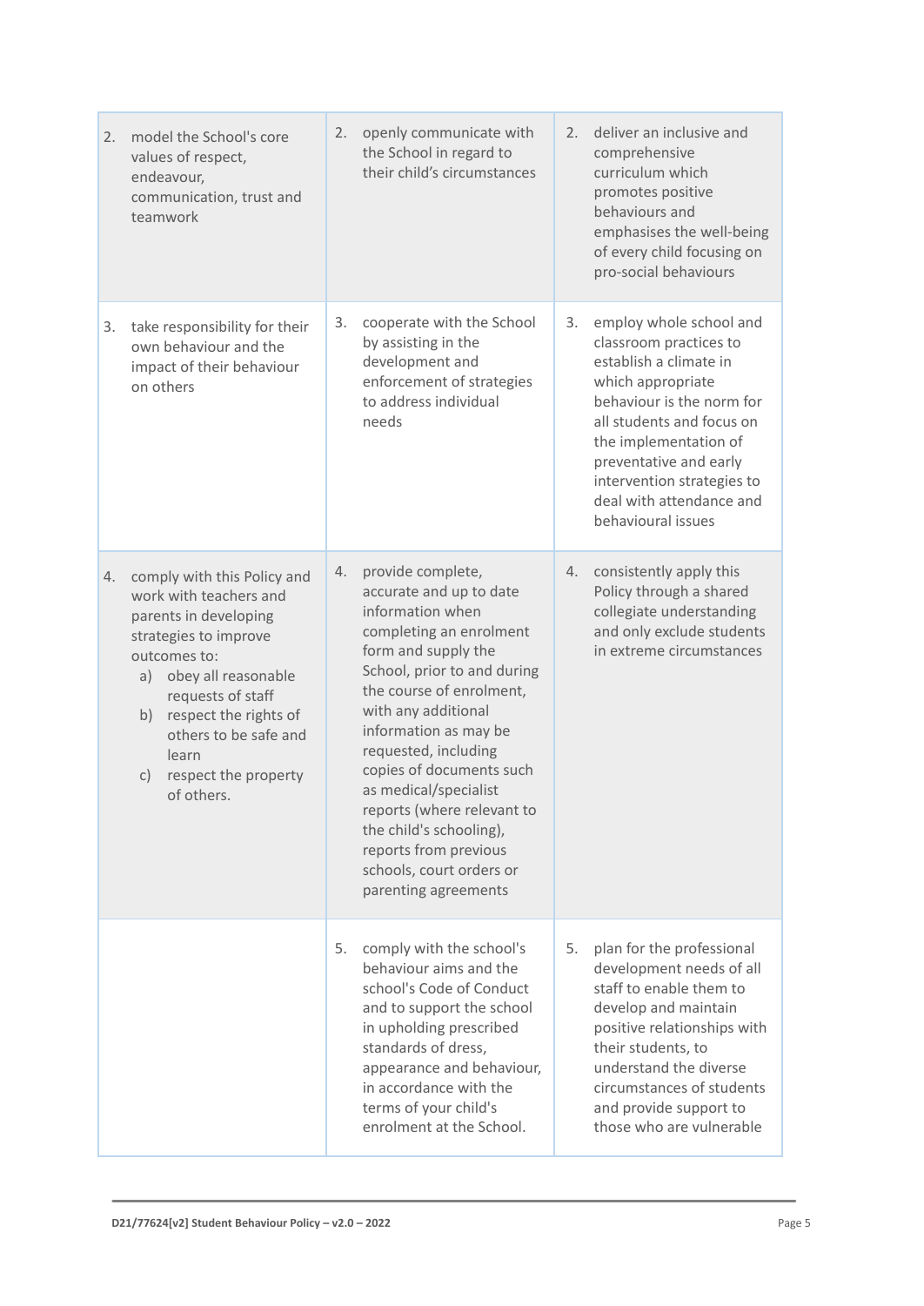| | | |
|---|---|---|
| 2. model the School's core values of respect, endeavour, communication, trust and teamwork | 2. openly communicate with the School in regard to their child's circumstances | 2. deliver an inclusive and comprehensive curriculum which promotes positive behaviours and emphasises the well-being of every child focusing on pro-social behaviours |
| 3. take responsibility for their own behaviour and the impact of their behaviour on others | 3. cooperate with the School by assisting in the development and enforcement of strategies to address individual needs | 3. employ whole school and classroom practices to establish a climate in which appropriate behaviour is the norm for all students and focus on the implementation of preventative and early intervention strategies to deal with attendance and behavioural issues |
| 4. comply with this Policy and work with teachers and parents in developing strategies to improve outcomes to:<br>a) obey all reasonable requests of staff<br>b) respect the rights of others to be safe and learn<br>c) respect the property of others. | 4. provide complete, accurate and up to date information when completing an enrolment form and supply the School, prior to and during the course of enrolment, with any additional information as may be requested, including copies of documents such as medical/specialist reports (where relevant to the child's schooling), reports from previous schools, court orders or parenting agreements | 4. consistently apply this Policy through a shared collegiate understanding and only exclude students in extreme circumstances |
| | 5. comply with the school's behaviour aims and the school's Code of Conduct and to support the school in upholding prescribed standards of dress, appearance and behaviour, in accordance with the terms of your child's enrolment at the School. | 5. plan for the professional development needs of all staff to enable them to develop and maintain positive relationships with their students, to understand the diverse circumstances of students and provide support to those who are vulnerable |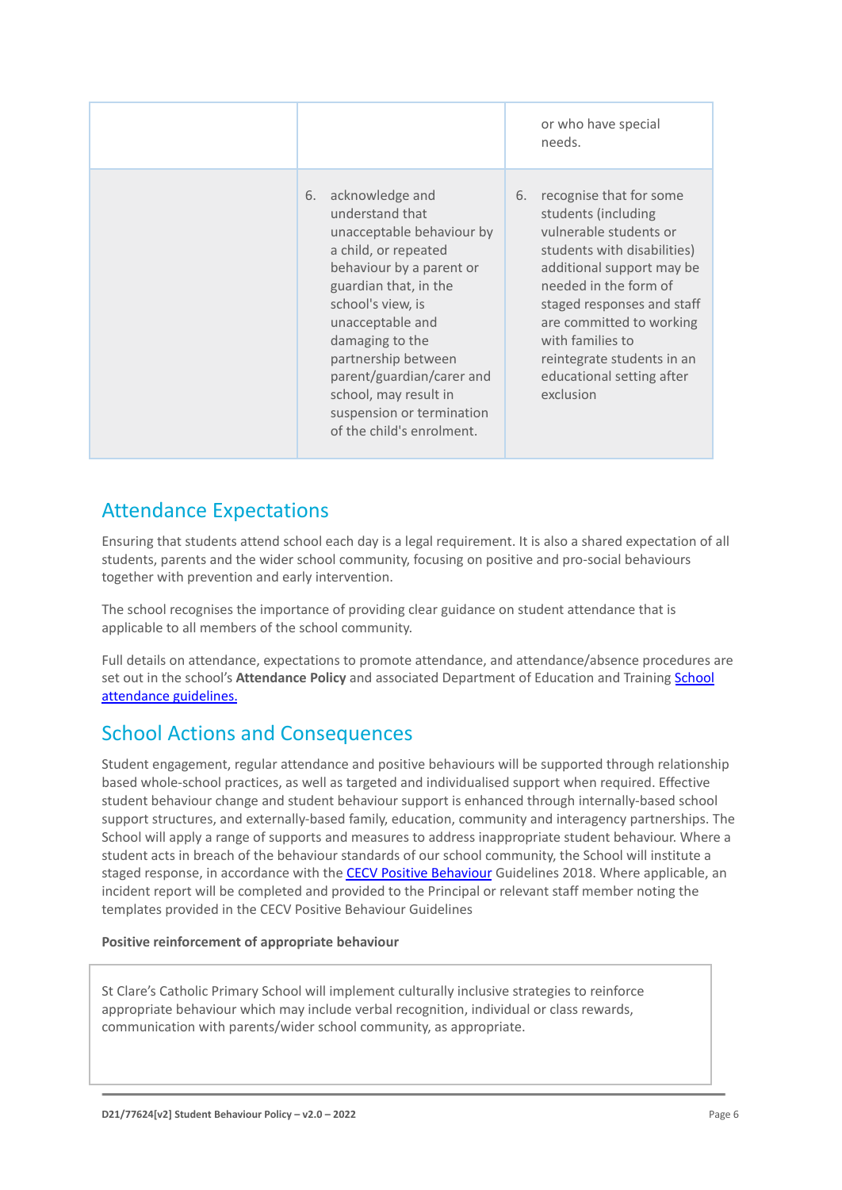| | | |
|---|---|---|
| | | or who have special needs. |
| | 6. acknowledge and understand that unacceptable behaviour by a child, or repeated behaviour by a parent or guardian that, in the school's view, is unacceptable and damaging to the partnership between parent/guardian/carer and school, may result in suspension or termination of the child's enrolment. | 6. recognise that for some students (including vulnerable students or students with disabilities) additional support may be needed in the form of staged responses and staff are committed to working with families to reintegrate students in an educational setting after exclusion |

## Attendance Expectations

Ensuring that students attend school each day is a legal requirement. It is also a shared expectation of all students, parents and the wider school community, focusing on positive and pro-social behaviours together with prevention and early intervention.

The school recognises the importance of providing clear guidance on student attendance that is applicable to all members of the school community.

Full details on attendance, expectations to promote attendance, and attendance/absence procedures are set out in the school's **Attendance Policy** and associated Department of Education and Training School attendance guidelines.

## School Actions and Consequences

Student engagement, regular attendance and positive behaviours will be supported through relationship based whole-school practices, as well as targeted and individualised support when required. Effective student behaviour change and student behaviour support is enhanced through internally-based school support structures, and externally-based family, education, community and interagency partnerships. The School will apply a range of supports and measures to address inappropriate student behaviour. Where a student acts in breach of the behaviour standards of our school community, the School will institute a staged response, in accordance with the CECV Positive Behaviour Guidelines 2018. Where applicable, an incident report will be completed and provided to the Principal or relevant staff member noting the templates provided in the CECV Positive Behaviour Guidelines

**Positive reinforcement of appropriate behaviour**

St Clare's Catholic Primary School will implement culturally inclusive strategies to reinforce appropriate behaviour which may include verbal recognition, individual or class rewards, communication with parents/wider school community, as appropriate.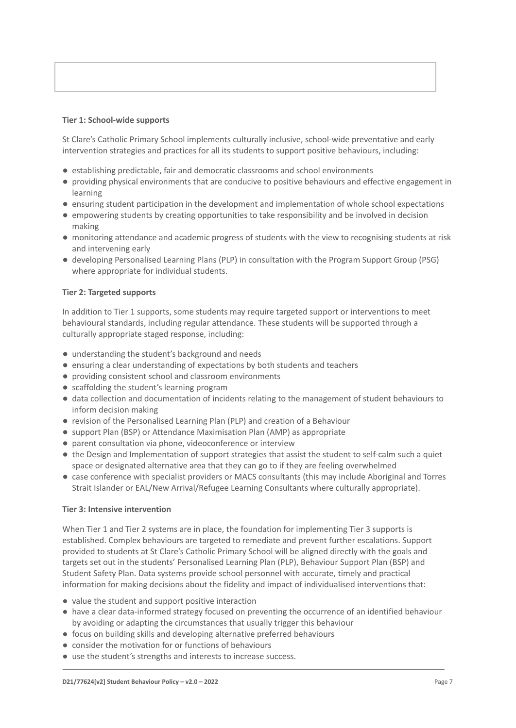**Tier 1: School-wide supports**

St Clare's Catholic Primary School implements culturally inclusive, school-wide preventative and early intervention strategies and practices for all its students to support positive behaviours, including:

- establishing predictable, fair and democratic classrooms and school environments
- providing physical environments that are conducive to positive behaviours and effective engagement in learning
- ensuring student participation in the development and implementation of whole school expectations
- empowering students by creating opportunities to take responsibility and be involved in decision making
- monitoring attendance and academic progress of students with the view to recognising students at risk and intervening early
- developing Personalised Learning Plans (PLP) in consultation with the Program Support Group (PSG) where appropriate for individual students.

**Tier 2: Targeted supports**

In addition to Tier 1 supports, some students may require targeted support or interventions to meet behavioural standards, including regular attendance. These students will be supported through a culturally appropriate staged response, including:

- understanding the student's background and needs
- ensuring a clear understanding of expectations by both students and teachers
- providing consistent school and classroom environments
- scaffolding the student's learning program
- data collection and documentation of incidents relating to the management of student behaviours to inform decision making
- revision of the Personalised Learning Plan (PLP) and creation of a Behaviour
- support Plan (BSP) or Attendance Maximisation Plan (AMP) as appropriate
- parent consultation via phone, videoconference or interview
- the Design and Implementation of support strategies that assist the student to self-calm such a quiet space or designated alternative area that they can go to if they are feeling overwhelmed
- case conference with specialist providers or MACS consultants (this may include Aboriginal and Torres Strait Islander or EAL/New Arrival/Refugee Learning Consultants where culturally appropriate).

**Tier 3: Intensive intervention**

When Tier 1 and Tier 2 systems are in place, the foundation for implementing Tier 3 supports is established. Complex behaviours are targeted to remediate and prevent further escalations. Support provided to students at St Clare's Catholic Primary School will be aligned directly with the goals and targets set out in the students' Personalised Learning Plan (PLP), Behaviour Support Plan (BSP) and Student Safety Plan. Data systems provide school personnel with accurate, timely and practical information for making decisions about the fidelity and impact of individualised interventions that:

- value the student and support positive interaction
- have a clear data-informed strategy focused on preventing the occurrence of an identified behaviour by avoiding or adapting the circumstances that usually trigger this behaviour
- focus on building skills and developing alternative preferred behaviours
- consider the motivation for or functions of behaviours
- use the student's strengths and interests to increase success.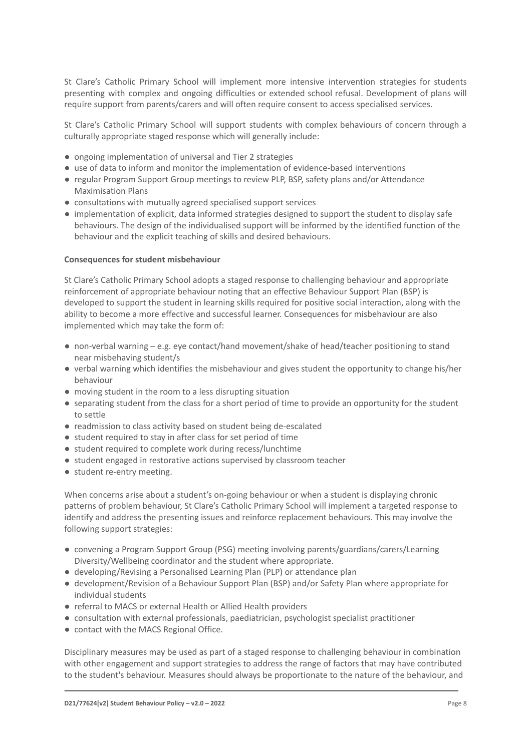St Clare's Catholic Primary School will implement more intensive intervention strategies for students presenting with complex and ongoing difficulties or extended school refusal. Development of plans will require support from parents/carers and will often require consent to access specialised services.

St Clare's Catholic Primary School will support students with complex behaviours of concern through a culturally appropriate staged response which will generally include:

- ongoing implementation of universal and Tier 2 strategies
- use of data to inform and monitor the implementation of evidence-based interventions
- regular Program Support Group meetings to review PLP, BSP, safety plans and/or Attendance Maximisation Plans
- consultations with mutually agreed specialised support services
- implementation of explicit, data informed strategies designed to support the student to display safe behaviours. The design of the individualised support will be informed by the identified function of the behaviour and the explicit teaching of skills and desired behaviours.

**Consequences for student misbehaviour**

St Clare's Catholic Primary School adopts a staged response to challenging behaviour and appropriate reinforcement of appropriate behaviour noting that an effective Behaviour Support Plan (BSP) is developed to support the student in learning skills required for positive social interaction, along with the ability to become a more effective and successful learner. Consequences for misbehaviour are also implemented which may take the form of:

- non-verbal warning – e.g. eye contact/hand movement/shake of head/teacher positioning to stand near misbehaving student/s
- verbal warning which identifies the misbehaviour and gives student the opportunity to change his/her behaviour
- moving student in the room to a less disrupting situation
- separating student from the class for a short period of time to provide an opportunity for the student to settle
- readmission to class activity based on student being de-escalated
- student required to stay in after class for set period of time
- student required to complete work during recess/lunchtime
- student engaged in restorative actions supervised by classroom teacher
- student re-entry meeting.

When concerns arise about a student's on-going behaviour or when a student is displaying chronic patterns of problem behaviour, St Clare's Catholic Primary School will implement a targeted response to identify and address the presenting issues and reinforce replacement behaviours. This may involve the following support strategies:

- convening a Program Support Group (PSG) meeting involving parents/guardians/carers/Learning Diversity/Wellbeing coordinator and the student where appropriate.
- developing/Revising a Personalised Learning Plan (PLP) or attendance plan
- development/Revision of a Behaviour Support Plan (BSP) and/or Safety Plan where appropriate for individual students
- referral to MACS or external Health or Allied Health providers
- consultation with external professionals, paediatrician, psychologist specialist practitioner
- contact with the MACS Regional Office.

Disciplinary measures may be used as part of a staged response to challenging behaviour in combination with other engagement and support strategies to address the range of factors that may have contributed to the student's behaviour. Measures should always be proportionate to the nature of the behaviour, and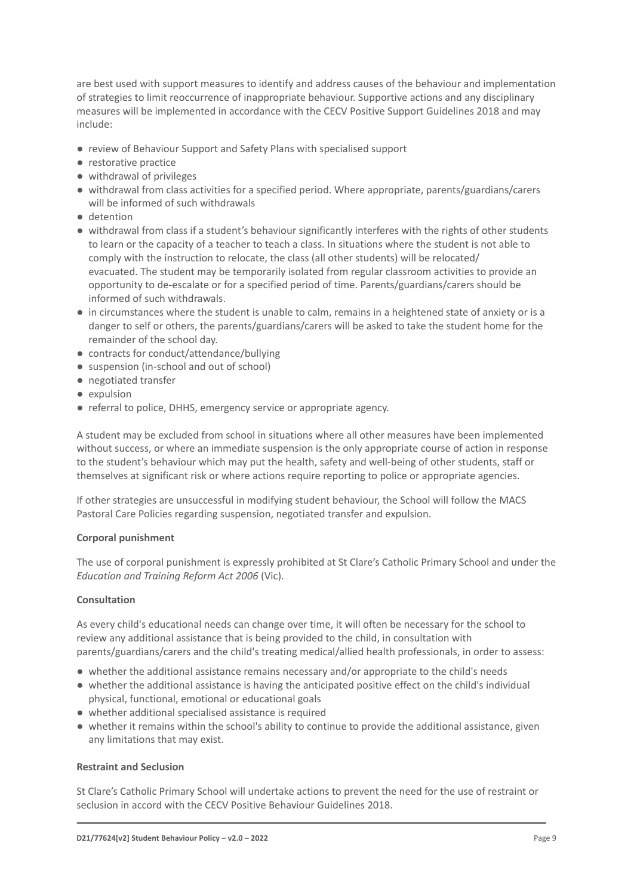are best used with support measures to identify and address causes of the behaviour and implementation of strategies to limit reoccurrence of inappropriate behaviour. Supportive actions and any disciplinary measures will be implemented in accordance with the CECV Positive Support Guidelines 2018 and may include:

- review of Behaviour Support and Safety Plans with specialised support
- restorative practice
- withdrawal of privileges
- withdrawal from class activities for a specified period. Where appropriate, parents/guardians/carers will be informed of such withdrawals
- detention
- withdrawal from class if a student's behaviour significantly interferes with the rights of other students to learn or the capacity of a teacher to teach a class. In situations where the student is not able to comply with the instruction to relocate, the class (all other students) will be relocated/ evacuated. The student may be temporarily isolated from regular classroom activities to provide an opportunity to de-escalate or for a specified period of time. Parents/guardians/carers should be informed of such withdrawals.
- in circumstances where the student is unable to calm, remains in a heightened state of anxiety or is a danger to self or others, the parents/guardians/carers will be asked to take the student home for the remainder of the school day.
- contracts for conduct/attendance/bullying
- suspension (in-school and out of school)
- negotiated transfer
- expulsion
- referral to police, DHHS, emergency service or appropriate agency.

A student may be excluded from school in situations where all other measures have been implemented without success, or where an immediate suspension is the only appropriate course of action in response to the student's behaviour which may put the health, safety and well-being of other students, staff or themselves at significant risk or where actions require reporting to police or appropriate agencies.

If other strategies are unsuccessful in modifying student behaviour, the School will follow the MACS Pastoral Care Policies regarding suspension, negotiated transfer and expulsion.

**Corporal punishment**

The use of corporal punishment is expressly prohibited at St Clare's Catholic Primary School and under the *Education and Training Reform Act 2006* (Vic).

**Consultation**

As every child's educational needs can change over time, it will often be necessary for the school to review any additional assistance that is being provided to the child, in consultation with parents/guardians/carers and the child's treating medical/allied health professionals, in order to assess:

- whether the additional assistance remains necessary and/or appropriate to the child's needs
- whether the additional assistance is having the anticipated positive effect on the child's individual physical, functional, emotional or educational goals
- whether additional specialised assistance is required
- whether it remains within the school's ability to continue to provide the additional assistance, given any limitations that may exist.

**Restraint and Seclusion**

St Clare's Catholic Primary School will undertake actions to prevent the need for the use of restraint or seclusion in accord with the CECV Positive Behaviour Guidelines 2018.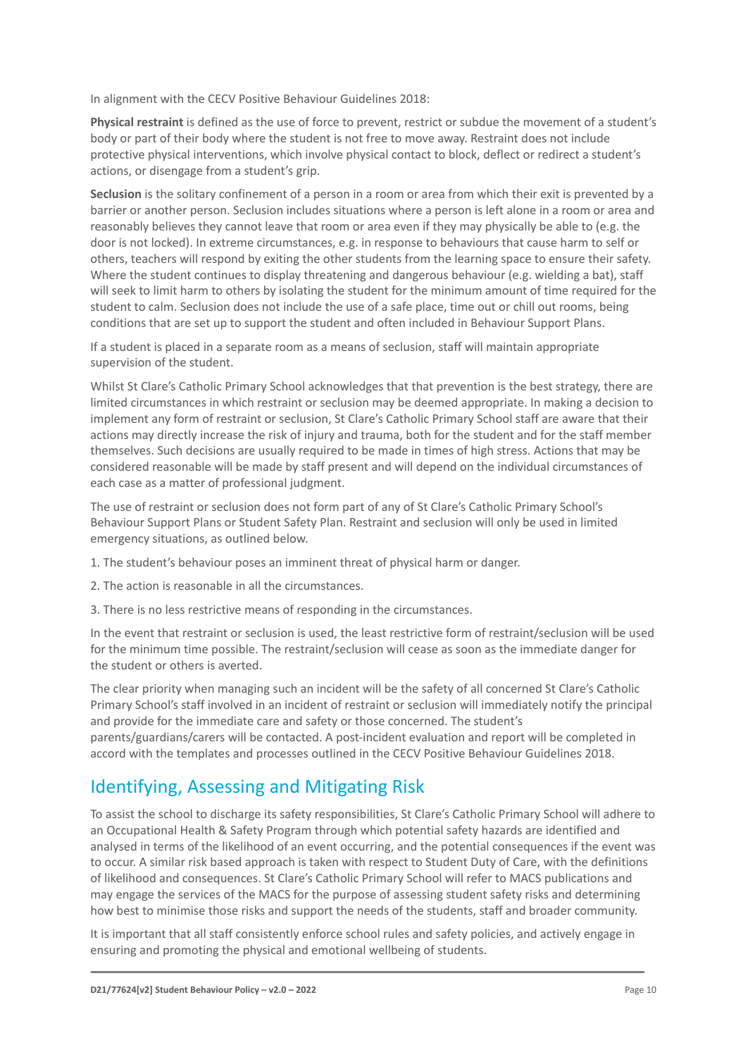In alignment with the CECV Positive Behaviour Guidelines 2018:

**Physical restraint** is defined as the use of force to prevent, restrict or subdue the movement of a student's body or part of their body where the student is not free to move away. Restraint does not include protective physical interventions, which involve physical contact to block, deflect or redirect a student's actions, or disengage from a student's grip.

**Seclusion** is the solitary confinement of a person in a room or area from which their exit is prevented by a barrier or another person. Seclusion includes situations where a person is left alone in a room or area and reasonably believes they cannot leave that room or area even if they may physically be able to (e.g. the door is not locked). In extreme circumstances, e.g. in response to behaviours that cause harm to self or others, teachers will respond by exiting the other students from the learning space to ensure their safety. Where the student continues to display threatening and dangerous behaviour (e.g. wielding a bat), staff will seek to limit harm to others by isolating the student for the minimum amount of time required for the student to calm. Seclusion does not include the use of a safe place, time out or chill out rooms, being conditions that are set up to support the student and often included in Behaviour Support Plans.

If a student is placed in a separate room as a means of seclusion, staff will maintain appropriate supervision of the student.

Whilst St Clare's Catholic Primary School acknowledges that that prevention is the best strategy, there are limited circumstances in which restraint or seclusion may be deemed appropriate. In making a decision to implement any form of restraint or seclusion, St Clare's Catholic Primary School staff are aware that their actions may directly increase the risk of injury and trauma, both for the student and for the staff member themselves. Such decisions are usually required to be made in times of high stress. Actions that may be considered reasonable will be made by staff present and will depend on the individual circumstances of each case as a matter of professional judgment.

The use of restraint or seclusion does not form part of any of St Clare's Catholic Primary School's Behaviour Support Plans or Student Safety Plan. Restraint and seclusion will only be used in limited emergency situations, as outlined below.

1. The student's behaviour poses an imminent threat of physical harm or danger.
2. The action is reasonable in all the circumstances.
3. There is no less restrictive means of responding in the circumstances.

In the event that restraint or seclusion is used, the least restrictive form of restraint/seclusion will be used for the minimum time possible. The restraint/seclusion will cease as soon as the immediate danger for the student or others is averted.

The clear priority when managing such an incident will be the safety of all concerned St Clare's Catholic Primary School's staff involved in an incident of restraint or seclusion will immediately notify the principal and provide for the immediate care and safety or those concerned. The student's parents/guardians/carers will be contacted. A post-incident evaluation and report will be completed in accord with the templates and processes outlined in the CECV Positive Behaviour Guidelines 2018.

## Identifying, Assessing and Mitigating Risk

To assist the school to discharge its safety responsibilities, St Clare's Catholic Primary School will adhere to an Occupational Health & Safety Program through which potential safety hazards are identified and analysed in terms of the likelihood of an event occurring, and the potential consequences if the event was to occur. A similar risk based approach is taken with respect to Student Duty of Care, with the definitions of likelihood and consequences. St Clare's Catholic Primary School will refer to MACS publications and may engage the services of the MACS for the purpose of assessing student safety risks and determining how best to minimise those risks and support the needs of the students, staff and broader community.

It is important that all staff consistently enforce school rules and safety policies, and actively engage in ensuring and promoting the physical and emotional wellbeing of students.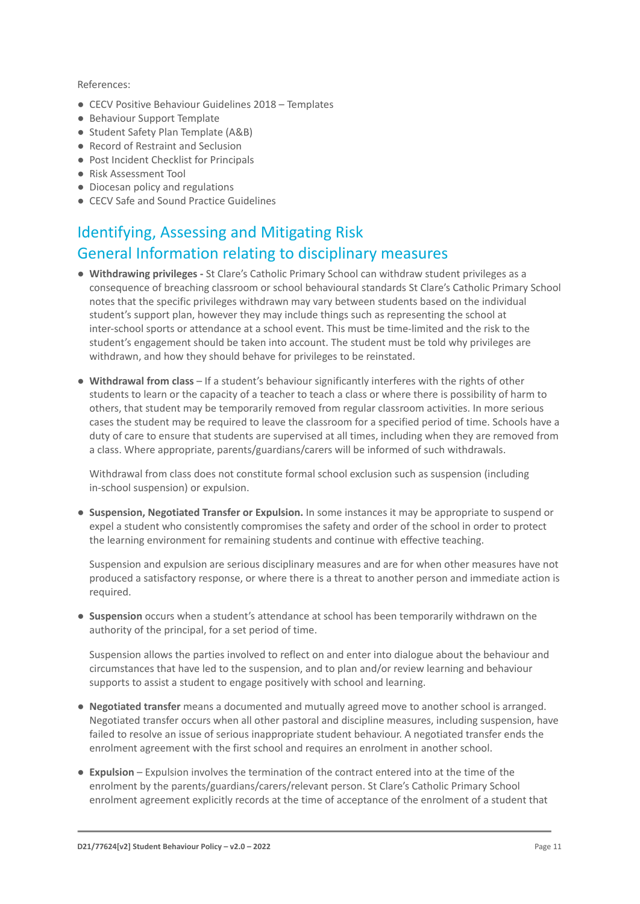References:

- CECV Positive Behaviour Guidelines 2018 – Templates
- Behaviour Support Template
- Student Safety Plan Template (A&B)
- Record of Restraint and Seclusion
- Post Incident Checklist for Principals
- Risk Assessment Tool
- Diocesan policy and regulations
- CECV Safe and Sound Practice Guidelines

## Identifying, Assessing and Mitigating Risk

## General Information relating to disciplinary measures

- **Withdrawing privileges -** St Clare's Catholic Primary School can withdraw student privileges as a consequence of breaching classroom or school behavioural standards St Clare's Catholic Primary School notes that the specific privileges withdrawn may vary between students based on the individual student's support plan, however they may include things such as representing the school at inter-school sports or attendance at a school event. This must be time-limited and the risk to the student's engagement should be taken into account. The student must be told why privileges are withdrawn, and how they should behave for privileges to be reinstated.

- **Withdrawal from class** – If a student's behaviour significantly interferes with the rights of other students to learn or the capacity of a teacher to teach a class or where there is possibility of harm to others, that student may be temporarily removed from regular classroom activities. In more serious cases the student may be required to leave the classroom for a specified period of time. Schools have a duty of care to ensure that students are supervised at all times, including when they are removed from a class. Where appropriate, parents/guardians/carers will be informed of such withdrawals.

  Withdrawal from class does not constitute formal school exclusion such as suspension (including in-school suspension) or expulsion.

- **Suspension, Negotiated Transfer or Expulsion.** In some instances it may be appropriate to suspend or expel a student who consistently compromises the safety and order of the school in order to protect the learning environment for remaining students and continue with effective teaching.

  Suspension and expulsion are serious disciplinary measures and are for when other measures have not produced a satisfactory response, or where there is a threat to another person and immediate action is required.

- **Suspension** occurs when a student's attendance at school has been temporarily withdrawn on the authority of the principal, for a set period of time.

  Suspension allows the parties involved to reflect on and enter into dialogue about the behaviour and circumstances that have led to the suspension, and to plan and/or review learning and behaviour supports to assist a student to engage positively with school and learning.

- **Negotiated transfer** means a documented and mutually agreed move to another school is arranged. Negotiated transfer occurs when all other pastoral and discipline measures, including suspension, have failed to resolve an issue of serious inappropriate student behaviour. A negotiated transfer ends the enrolment agreement with the first school and requires an enrolment in another school.

- **Expulsion** – Expulsion involves the termination of the contract entered into at the time of the enrolment by the parents/guardians/carers/relevant person. St Clare's Catholic Primary School enrolment agreement explicitly records at the time of acceptance of the enrolment of a student that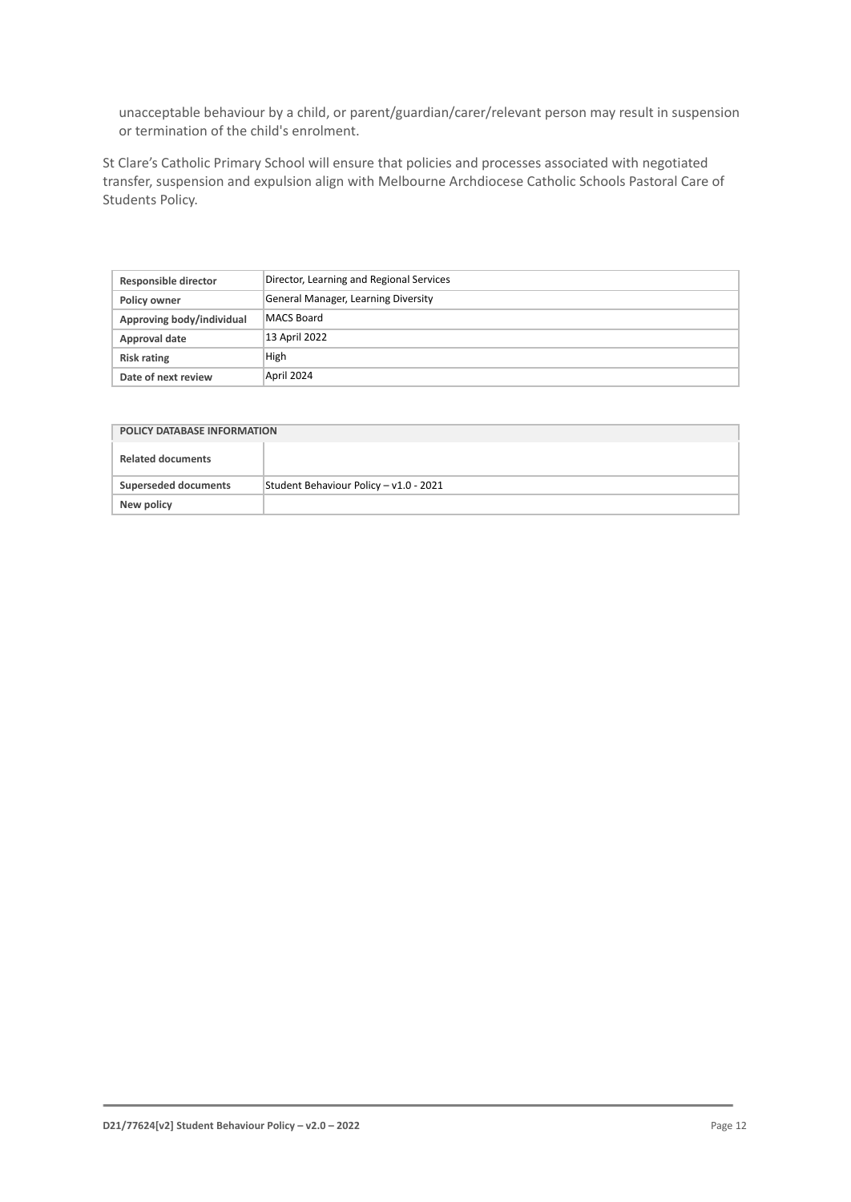unacceptable behaviour by a child, or parent/guardian/carer/relevant person may result in suspension or termination of the child's enrolment.

St Clare's Catholic Primary School will ensure that policies and processes associated with negotiated transfer, suspension and expulsion align with Melbourne Archdiocese Catholic Schools Pastoral Care of Students Policy.

| | |
|---|---|
| **Responsible director** | Director, Learning and Regional Services |
| **Policy owner** | General Manager, Learning Diversity |
| **Approving body/individual** | MACS Board |
| **Approval date** | 13 April 2022 |
| **Risk rating** | High |
| **Date of next review** | April 2024 |

| **POLICY DATABASE INFORMATION** | |
|---|---|
| **Related documents** | |
| **Superseded documents** | Student Behaviour Policy – v1.0 - 2021 |
| **New policy** | |